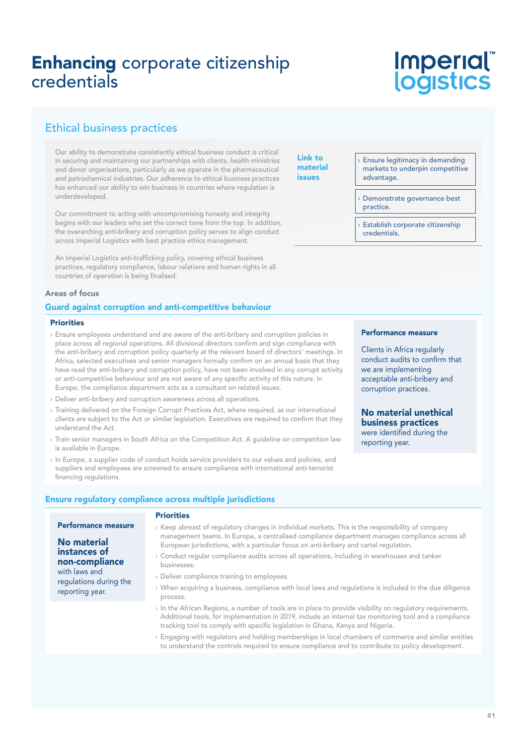# **Enhancing** corporate citizenship credentials

## Ethical business practices

Our ability to demonstrate consistently ethical business conduct is critical in securing and maintaining our partnerships with clients, health ministries and donor organisations, particularly as we operate in the pharmaceutical and petrochemical industries. Our adherence to ethical business practices has enhanced our ability to win business in countries where regulation is underdeveloped.

Our commitment to acting with uncompromising honesty and integrity begins with our leaders who set the correct tone from the top. In addition, the overarching anti-bribery and corruption policy serves to align conduct across Imperial Logistics with best practice ethics management.

An Imperial Logistics anti-trafficking policy, covering ethical business practices, regulatory compliance, labour relations and human rights in all countries of operation is being finalised.

**Link to material issues**

- Ensure legitimacy in demanding markets to underpin competitive advantage.
- Demonstrate governance best practice.
- Establish corporate citizenship credentials.

### Areas of focus

### Guard against corruption and anti-competitive behaviour

**Priorities**

- Ensure employees understand and are aware of the anti-bribery and corruption policies in place across all regional operations. All divisional directors confirm and sign compliance with the anti-bribery and corruption policy quarterly at the relevant board of directors' meetings. In Africa, selected executives and senior managers formally confirm on an annual basis that they have read the anti-bribery and corruption policy, have not been involved in any corrupt activity or anti-competitive behaviour and are not aware of any specific activity of this nature. In Europe, the compliance department acts as a consultant on related issues.
- Deliver anti-bribery and corruption awareness across all operations.
- Training delivered on the Foreign Corrupt Practices Act, where required, as our international clients are subject to the Act or similar legislation. Executives are required to confirm that they understand the Act.
- Train senior managers in South Africa on the Competition Act. A guideline on competition law is available in Europe.
- In Europe, a supplier code of conduct holds service providers to our values and policies, and suppliers and employees are screened to ensure compliance with international anti-terrorist financing regulations.

**Performance measure**

Clients in Africa regularly conduct audits to confirm that we are implementing acceptable anti-bribery and corruption practices.

**No material unethical business practices** were identified during the reporting year.

### Ensure regulatory compliance across multiple jurisdictions

**Performance measure**

**No material instances of non-compliance** with laws and regulations during the reporting year.

**Priorities**

- Keep abreast of regulatory changes in individual markets. This is the responsibility of company management teams. In Europe, a centralised compliance department manages compliance across all European jurisdictions, with a particular focus on anti-bribery and cartel regulation.
- Conduct regular compliance audits across all operations, including in warehouses and tanker businesses.
- Deliver compliance training to employees.
- When acquiring a business, compliance with local laws and regulations is included in the due diligence process.
- In the African Regions, a number of tools are in place to provide visibility on regulatory requirements. Additional tools, for implementation in 2019, include an internal tax monitoring tool and a compliance tracking tool to comply with specific legislation in Ghana, Kenya and Nigeria.
- Engaging with regulators and holding memberships in local chambers of commerce and similar entities to understand the controls required to ensure compliance and to contribute to policy development.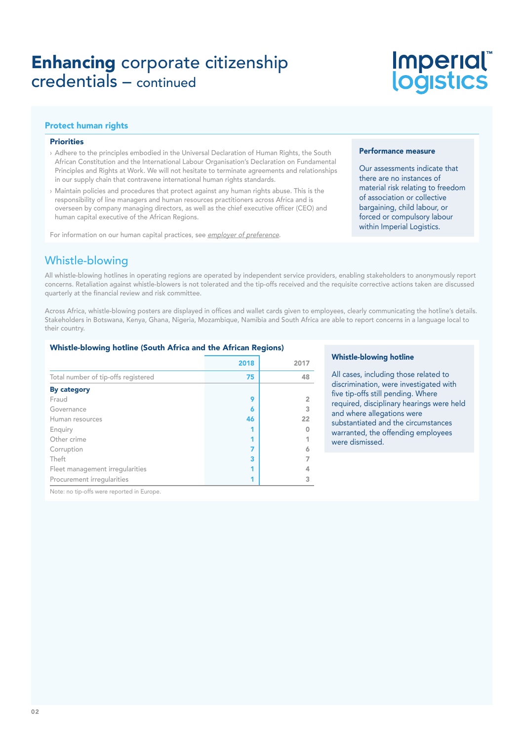# **Enhancing** corporate citizenship credentials – continued

## Protect human rights

### Priorities

- Adhere to the principles embodied in the Universal Declaration of Human Rights, the South African Constitution and the International Labour Organisation's Declaration on Fundamental Principles and Rights at Work. We will not hesitate to terminate agreements and relationships in our supply chain that contravene international human rights standards.
- Maintain policies and procedures that protect against any human rights abuse. This is the responsibility of line managers and human resources practitioners across Africa and is overseen by company managing directors, as well as the chief executive officer (CEO) and human capital executive of the African Regions.

For information on our human capital practices, see *employer of preference*.

**Performance measure**

Our assessments indicate that there are no instances of material risk relating to freedom of association or collective bargaining, child labour, or forced or compulsory labour within Imperial Logistics.

## Whistle-blowing

All whistle-blowing hotlines in operating regions are operated by independent service providers, enabling stakeholders to anonymously report concerns. Retaliation against whistle-blowers is not tolerated and the tip-offs received and the requisite corrective actions taken are discussed quarterly at the financial review and risk committee.

Across Africa, whistle-blowing posters are displayed in offices and wallet cards given to employees, clearly communicating the hotline's details. Stakeholders in Botswana, Kenya, Ghana, Nigeria, Mozambique, Namibia and South Africa are able to report concerns in a language local to their country.

**Whistle-blowing hotline (South Africa and the African Regions)**

| | 2018 | 2017 |
|---|---|---|
| Total number of tip-offs registered | 75 | 48 |
| **By category** | | |
| Fraud | 9 | 2 |
| Governance | 6 | 3 |
| Human resources | 46 | 22 |
| Enquiry | 1 | 0 |
| Other crime | 1 | 1 |
| Corruption | 7 | 6 |
| Theft | 3 | 7 |
| Fleet management irregularities | 1 | 4 |
| Procurement irregularities | 1 | 3 |

Note: no tip-offs were reported in Europe.

**Whistle-blowing hotline**

All cases, including those related to discrimination, were investigated with five tip-offs still pending. Where required, disciplinary hearings were held and where allegations were substantiated and the circumstances warranted, the offending employees were dismissed.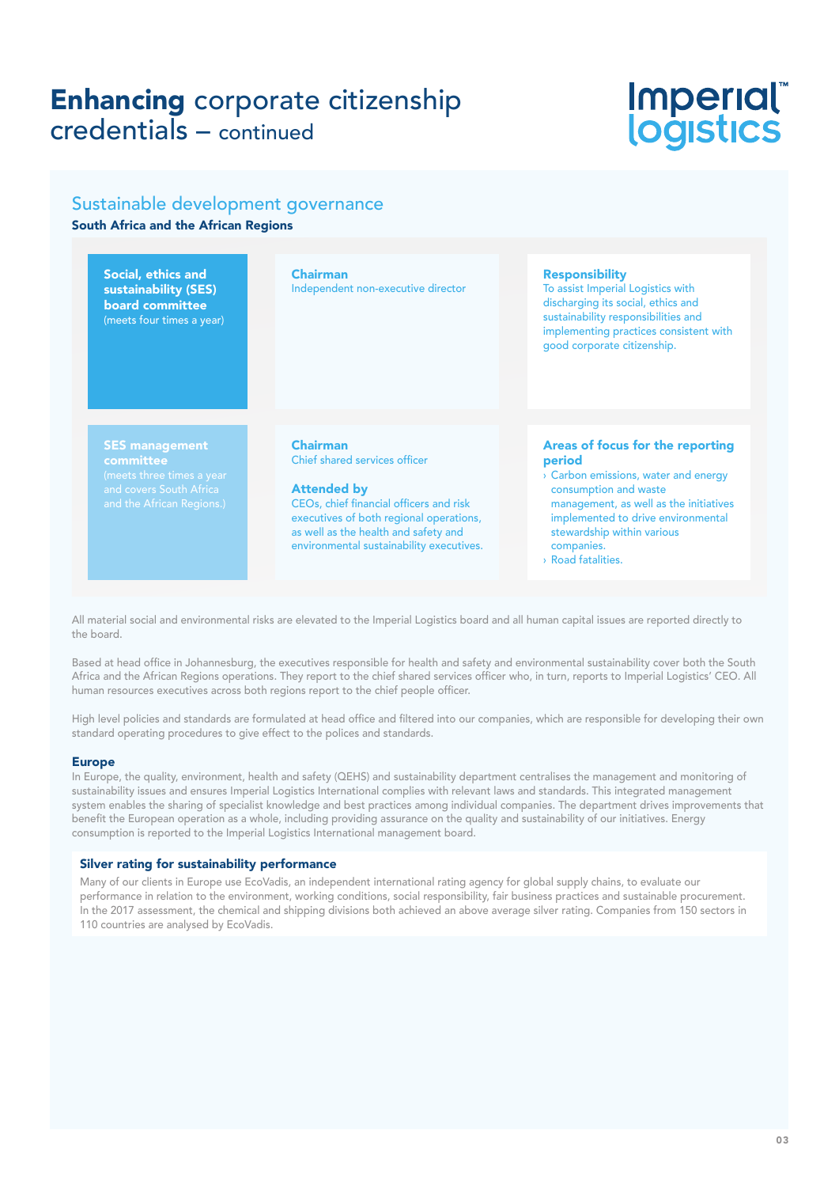# **Enhancing** corporate citizenship credentials – continued

## Sustainable development governance

**South Africa and the African Regions**

| | | |
|---|---|---|
| **Social, ethics and sustainability (SES) board committee** (meets four times a year) | **Chairman** Independent non-executive director | **Responsibility** To assist Imperial Logistics with discharging its social, ethics and sustainability responsibilities and implementing practices consistent with good corporate citizenship. |
| **SES management committee** (meets three times a year and covers South Africa and the African Regions.) | **Chairman** Chief shared services officer<br><br>**Attended by** CEOs, chief financial officers and risk executives of both regional operations, as well as the health and safety and environmental sustainability executives. | **Areas of focus for the reporting period**<br>› Carbon emissions, water and energy consumption and waste management, as well as the initiatives implemented to drive environmental stewardship within various companies.<br>› Road fatalities. |

All material social and environmental risks are elevated to the Imperial Logistics board and all human capital issues are reported directly to the board.

Based at head office in Johannesburg, the executives responsible for health and safety and environmental sustainability cover both the South Africa and the African Regions operations. They report to the chief shared services officer who, in turn, reports to Imperial Logistics' CEO. All human resources executives across both regions report to the chief people officer.

High level policies and standards are formulated at head office and filtered into our companies, which are responsible for developing their own standard operating procedures to give effect to the polices and standards.

### Europe

In Europe, the quality, environment, health and safety (QEHS) and sustainability department centralises the management and monitoring of sustainability issues and ensures Imperial Logistics International complies with relevant laws and standards. This integrated management system enables the sharing of specialist knowledge and best practices among individual companies. The department drives improvements that benefit the European operation as a whole, including providing assurance on the quality and sustainability of our initiatives. Energy consumption is reported to the Imperial Logistics International management board.

### Silver rating for sustainability performance

Many of our clients in Europe use EcoVadis, an independent international rating agency for global supply chains, to evaluate our performance in relation to the environment, working conditions, social responsibility, fair business practices and sustainable procurement. In the 2017 assessment, the chemical and shipping divisions both achieved an above average silver rating. Companies from 150 sectors in 110 countries are analysed by EcoVadis.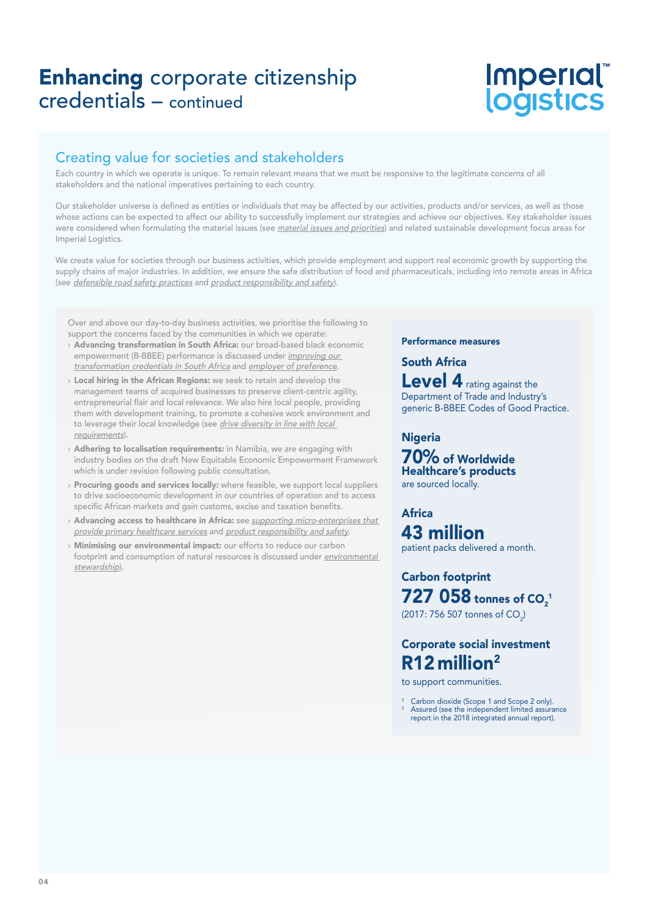# **Enhancing** corporate citizenship credentials – continued

## Creating value for societies and stakeholders

Each country in which we operate is unique. To remain relevant means that we must be responsive to the legitimate concerns of all stakeholders and the national imperatives pertaining to each country.

Our stakeholder universe is defined as entities or individuals that may be affected by our activities, products and/or services, as well as those whose actions can be expected to affect our ability to successfully implement our strategies and achieve our objectives. Key stakeholder issues were considered when formulating the material issues (see *material issues and priorities*) and related sustainable development focus areas for Imperial Logistics.

We create value for societies through our business activities, which provide employment and support real economic growth by supporting the supply chains of major industries. In addition, we ensure the safe distribution of food and pharmaceuticals, including into remote areas in Africa (see *defensible road safety practices* and *product responsibility and safety*).

Over and above our day-to-day business activities, we prioritise the following to support the concerns faced by the communities in which we operate:

- **Advancing transformation in South Africa:** our broad-based black economic empowerment (B-BBEE) performance is discussed under *improving our transformation credentials in South Africa* and *employer of preference*.
- **Local hiring in the African Regions:** we seek to retain and develop the management teams of acquired businesses to preserve client-centric agility, entrepreneurial flair and local relevance. We also hire local people, providing them with development training, to promote a cohesive work environment and to leverage their local knowledge (see *drive diversity in line with local requirements*).
- **Adhering to localisation requirements:** in Namibia, we are engaging with industry bodies on the draft New Equitable Economic Empowerment Framework which is under revision following public consultation.
- **Procuring goods and services locally:** where feasible, we support local suppliers to drive socioeconomic development in our countries of operation and to access specific African markets and gain customs, excise and taxation benefits.
- **Advancing access to healthcare in Africa:** see *supporting micro-enterprises that provide primary healthcare services* and *product responsibility and safety*.
- **Minimising our environmental impact:** our efforts to reduce our carbon footprint and consumption of natural resources is discussed under *environmental stewardship*).

### Performance measures

**South Africa**

**Level 4** rating against the Department of Trade and Industry's generic B-BBEE Codes of Good Practice.

**Nigeria**

**70% of Worldwide Healthcare's products** are sourced locally.

**Africa**

**43 million** patient packs delivered a month.

**Carbon footprint**

**727 058 tonnes of $CO_2$**[1]
(2017: 756 507 tonnes of $CO_2$)

**Corporate social investment**

**R12 million**[2]
to support communities.

[1] Carbon dioxide (Scope 1 and Scope 2 only).
[2] Assured (see the independent limited assurance report in the 2018 integrated annual report).